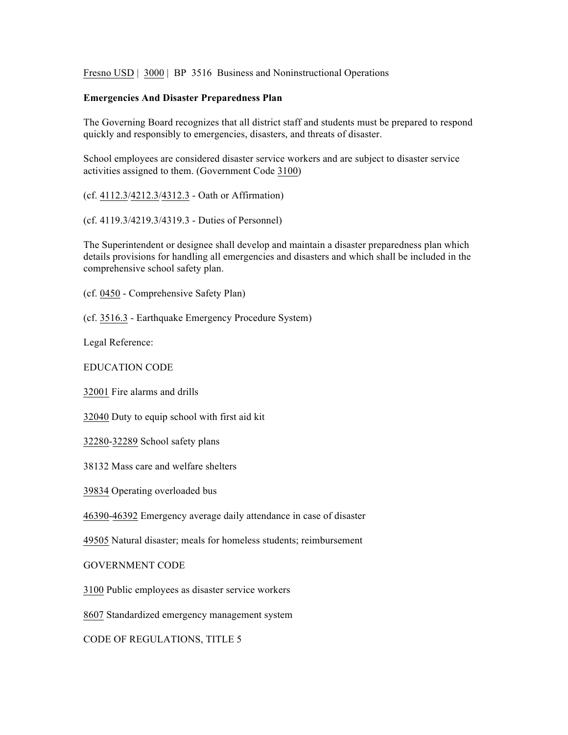Fresno USD | 3000 | BP 3516 Business and Noninstructional Operations

**Emergencies And Disaster Preparedness Plan**

The Governing Board recognizes that all district staff and students must be prepared to respond quickly and responsibly to emergencies, disasters, and threats of disaster.

School employees are considered disaster service workers and are subject to disaster service activities assigned to them. (Government Code 3100)

(cf. 4112.3/4212.3/4312.3 - Oath or Affirmation)

(cf. 4119.3/4219.3/4319.3 - Duties of Personnel)

The Superintendent or designee shall develop and maintain a disaster preparedness plan which details provisions for handling all emergencies and disasters and which shall be included in the comprehensive school safety plan.

(cf. 0450 - Comprehensive Safety Plan)

(cf. 3516.3 - Earthquake Emergency Procedure System)

Legal Reference:

EDUCATION CODE

32001 Fire alarms and drills

32040 Duty to equip school with first aid kit

32280-32289 School safety plans

38132 Mass care and welfare shelters

39834 Operating overloaded bus

46390-46392 Emergency average daily attendance in case of disaster

49505 Natural disaster; meals for homeless students; reimbursement

GOVERNMENT CODE

3100 Public employees as disaster service workers

8607 Standardized emergency management system

CODE OF REGULATIONS, TITLE 5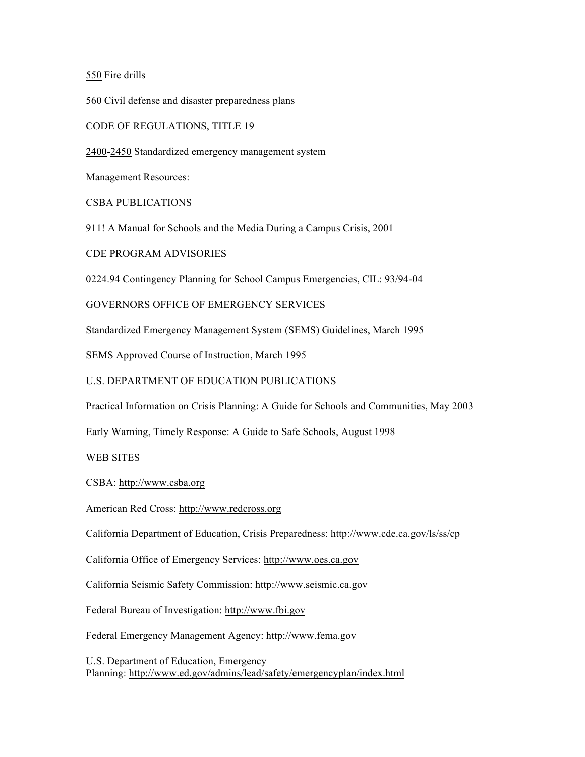550 Fire drills

560 Civil defense and disaster preparedness plans

CODE OF REGULATIONS, TITLE 19

2400-2450 Standardized emergency management system

Management Resources:

CSBA PUBLICATIONS

911! A Manual for Schools and the Media During a Campus Crisis, 2001

CDE PROGRAM ADVISORIES

0224.94 Contingency Planning for School Campus Emergencies, CIL: 93/94-04

GOVERNORS OFFICE OF EMERGENCY SERVICES

Standardized Emergency Management System (SEMS) Guidelines, March 1995

SEMS Approved Course of Instruction, March 1995

U.S. DEPARTMENT OF EDUCATION PUBLICATIONS

Practical Information on Crisis Planning: A Guide for Schools and Communities, May 2003

Early Warning, Timely Response: A Guide to Safe Schools, August 1998

WEB SITES

CSBA: http://www.csba.org

American Red Cross: http://www.redcross.org

California Department of Education, Crisis Preparedness: http://www.cde.ca.gov/ls/ss/cp

California Office of Emergency Services: http://www.oes.ca.gov

California Seismic Safety Commission: http://www.seismic.ca.gov

Federal Bureau of Investigation: http://www.fbi.gov

Federal Emergency Management Agency: http://www.fema.gov

U.S. Department of Education, Emergency Planning: http://www.ed.gov/admins/lead/safety/emergencyplan/index.html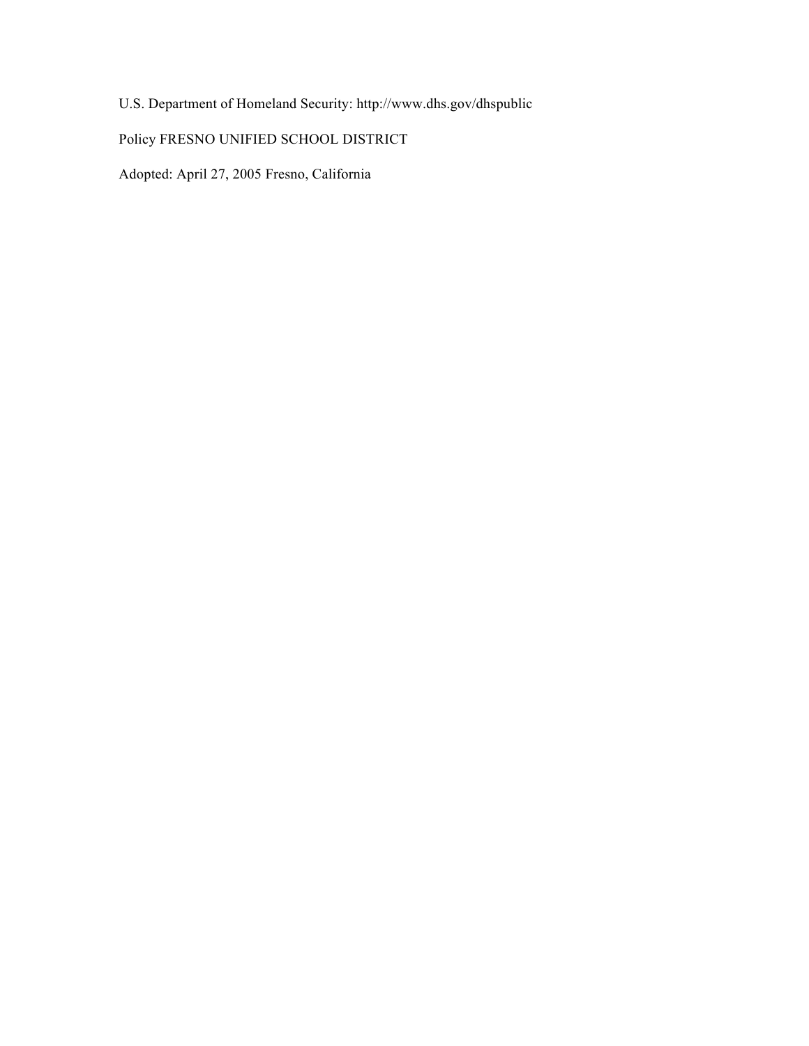U.S. Department of Homeland Security: http://www.dhs.gov/dhspublic

Policy FRESNO UNIFIED SCHOOL DISTRICT

Adopted: April 27, 2005 Fresno, California